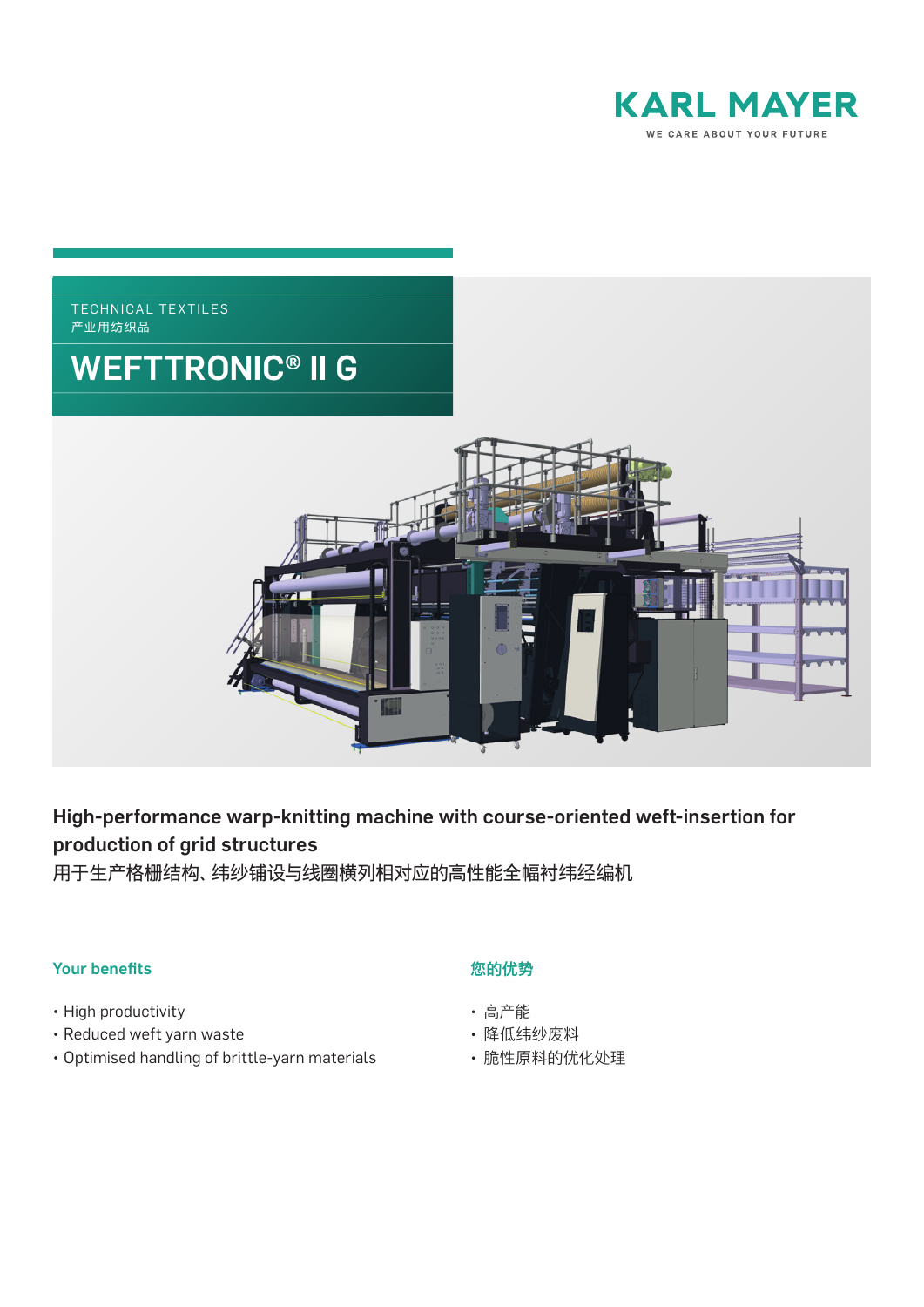KARL MAYER

WE CARE ABOUT YOUR FUTURE

TECHNICAL TEXTILES
产业用纺织品

# WEFTTRONIC® II G

## High-performance warp-knitting machine with course-oriented weft-insertion for production of grid structures
用于生产格栅结构、纬纱铺设与线圈横列相对应的高性能全幅衬纬经编机

### Your benefits

- High productivity
- Reduced weft yarn waste
- Optimised handling of brittle-yarn materials

### 您的优势

- 高产能
- 降低纬纱废料
- 脆性原料的优化处理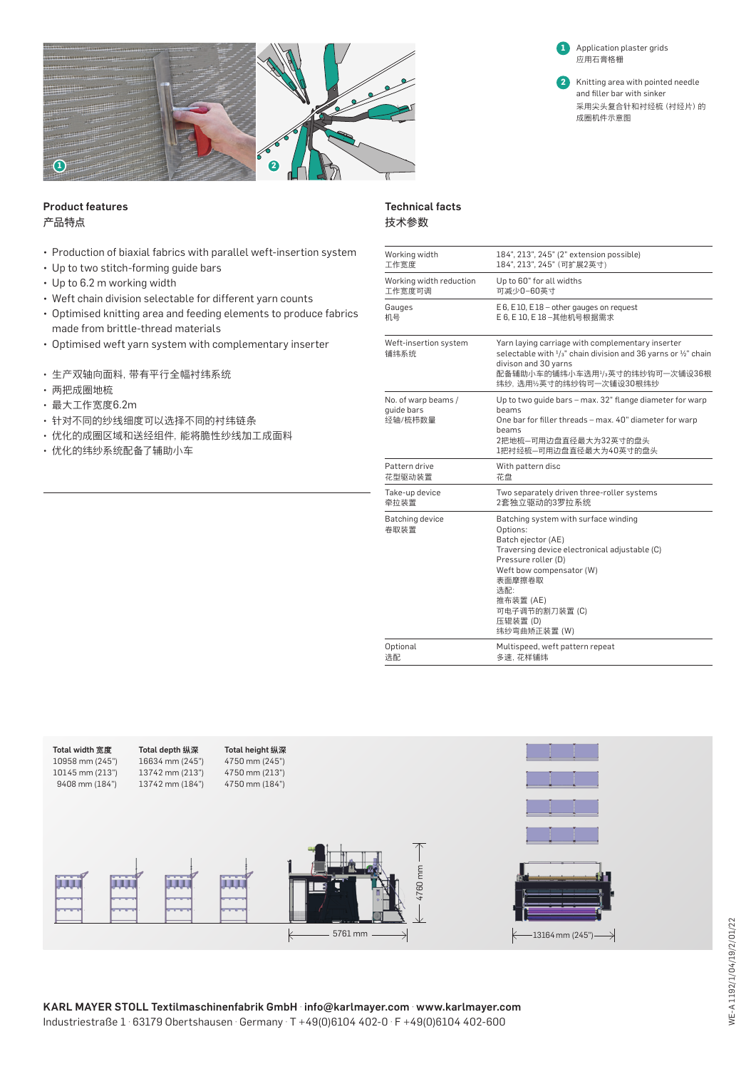1 Application plaster grids
应用石膏格栅

2 Knitting area with pointed needle and filler bar with sinker
采用尖头复合针和衬经梳（衬经片）的成圈机件示意图

## Product features
## 产品特点

- Production of biaxial fabrics with parallel weft-insertion system
- Up to two stitch-forming guide bars
- Up to 6.2 m working width
- Weft chain division selectable for different yarn counts
- Optimised knitting area and feeding elements to produce fabrics made from brittle-thread materials
- Optimised weft yarn system with complementary inserter

- 生产双轴向面料，带有平行全幅衬纬系统
- 两把成圈地梳
- 最大工作宽度6.2m
- 针对不同的纱线细度可以选择不同的衬纬链条
- 优化的成圈区域和送经组件，能将脆性纱线加工成面料
- 优化的纬纱系统配备了辅助小车

## Technical facts
## 技术参数

| | |
|---|---|
| Working width<br>工作宽度 | 184", 213", 245" (2" extension possible)<br>184", 213", 245"（可扩展2英寸） |
| Working width reduction<br>工作宽度可调 | Up to 60" for all widths<br>可减少0–60英寸 |
| Gauges<br>机号 | E 6, E 10, E 18 – other gauges on request<br>E 6, E 10, E 18 – 其他机号根据需求 |
| Weft-insertion system<br>铺纬系统 | Yarn laying carriage with complementary inserter selectable with 1/3" chain division and 36 yarns or ½" chain divison and 30 yarns<br>配备辅助小车的铺纬小车选用1/3英寸的纬纱钩可一次铺设36根纬纱，选用½英寸的纬纱钩可一次铺设30根纬纱 |
| No. of warp beams / guide bars<br>经轴/梳栉数量 | Up to two guide bars – max. 32" flange diameter for warp beams<br>One bar for filler threads – max. 40" diameter for warp beams<br>2把地梳—可用边盘直径最大为32英寸的盘头<br>1把衬经梳—可用边盘直径最大为40英寸的盘头 |
| Pattern drive<br>花型驱动装置 | With pattern disc<br>花盘 |
| Take-up device<br>牵拉装置 | Two separately driven three-roller systems<br>2套独立驱动的3罗拉系统 |
| Batching device<br>卷取装置 | Batching system with surface winding<br>Options:<br>Batch ejector (AE)<br>Traversing device electronical adjustable (C)<br>Pressure roller (D)<br>Weft bow compensator (W)<br>表面摩擦卷取<br>选配:<br>推布装置 (AE)<br>可电子调节的割刀装置 (C)<br>压辊装置 (D)<br>纬纱弯曲矫正装置 (W) |
| Optional<br>选配 | Multispeed, weft pattern repeat<br>多速，花样铺纬 |

| Total width 宽度 | Total depth 纵深 | Total height 纵深 |
|---|---|---|
| 10958 mm (245") | 16634 mm (245") | 4750 mm (245") |
| 10145 mm (213") | 13742 mm (213") | 4750 mm (213") |
| 9408 mm (184") | 13742 mm (184") | 4750 mm (184") |

4760 mm

5761 mm

13164 mm (245")

**KARL MAYER STOLL Textilmaschinenfabrik GmbH** · **info@karlmayer.com** · **www.karlmayer.com**
Industriestraße 1 · 63179 Obertshausen · Germany · T +49(0)6104 402-0 · F +49(0)6104 402-600

WE-A 1192/1/04/19/2/01/22